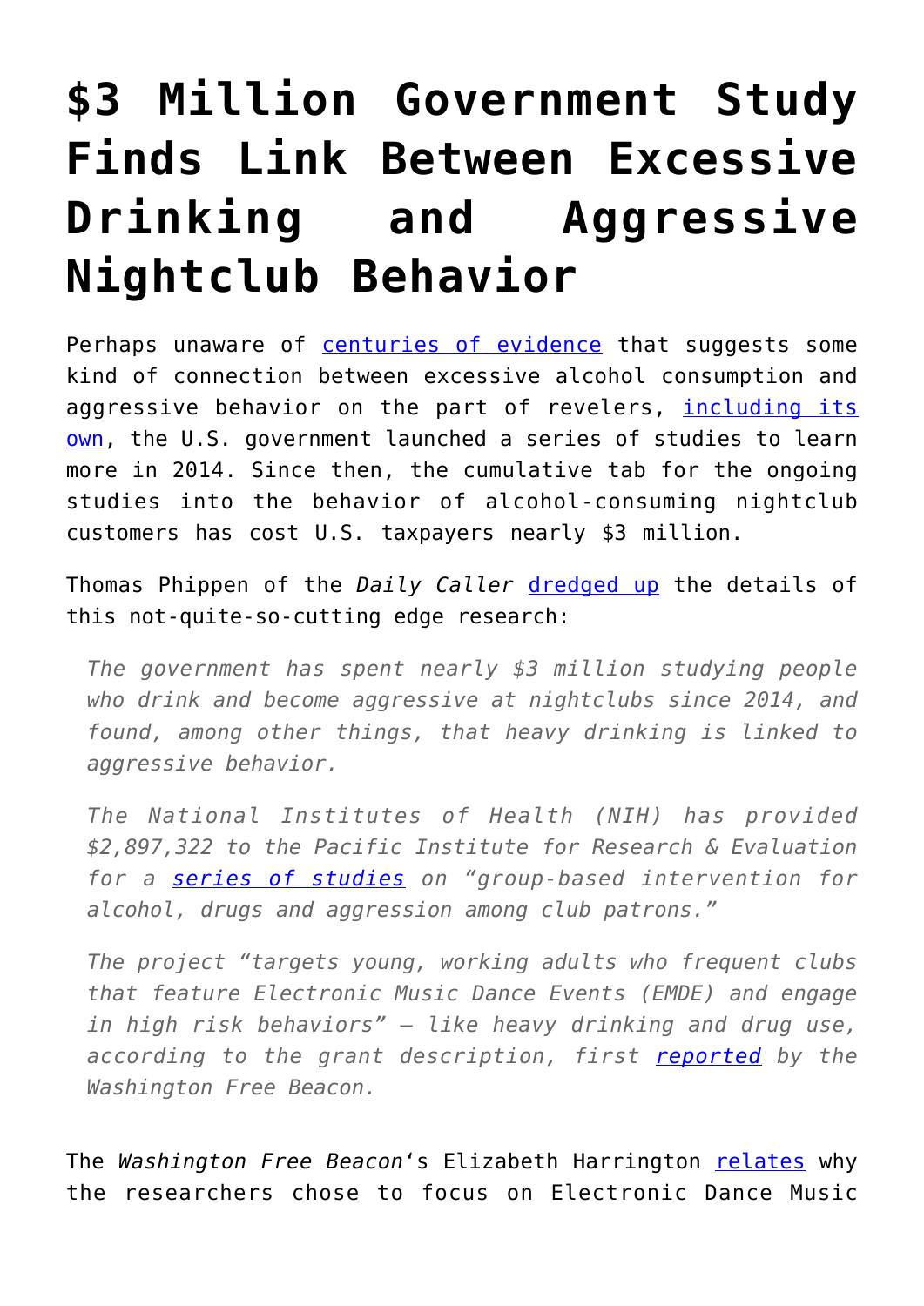# $3 Million Government Study Finds Link Between Excessive Drinking and Aggressive Nightclub Behavior

Perhaps unaware of centuries of evidence that suggests some kind of connection between excessive alcohol consumption and aggressive behavior on the part of revelers, including its own, the U.S. government launched a series of studies to learn more in 2014. Since then, the cumulative tab for the ongoing studies into the behavior of alcohol-consuming nightclub customers has cost U.S. taxpayers nearly $3 million.

Thomas Phippen of the *Daily Caller* dredged up the details of this not-quite-so-cutting edge research:

> *The government has spent nearly $3 million studying people who drink and become aggressive at nightclubs since 2014, and found, among other things, that heavy drinking is linked to aggressive behavior.*
>
> *The National Institutes of Health (NIH) has provided $2,897,322 to the Pacific Institute for Research & Evaluation for a series of studies on "group-based intervention for alcohol, drugs and aggression among club patrons."*
>
> *The project "targets young, working adults who frequent clubs that feature Electronic Music Dance Events (EMDE) and engage in high risk behaviors" — like heavy drinking and drug use, according to the grant description, first reported by the Washington Free Beacon.*

The *Washington Free Beacon*'s Elizabeth Harrington relates why the researchers chose to focus on Electronic Dance Music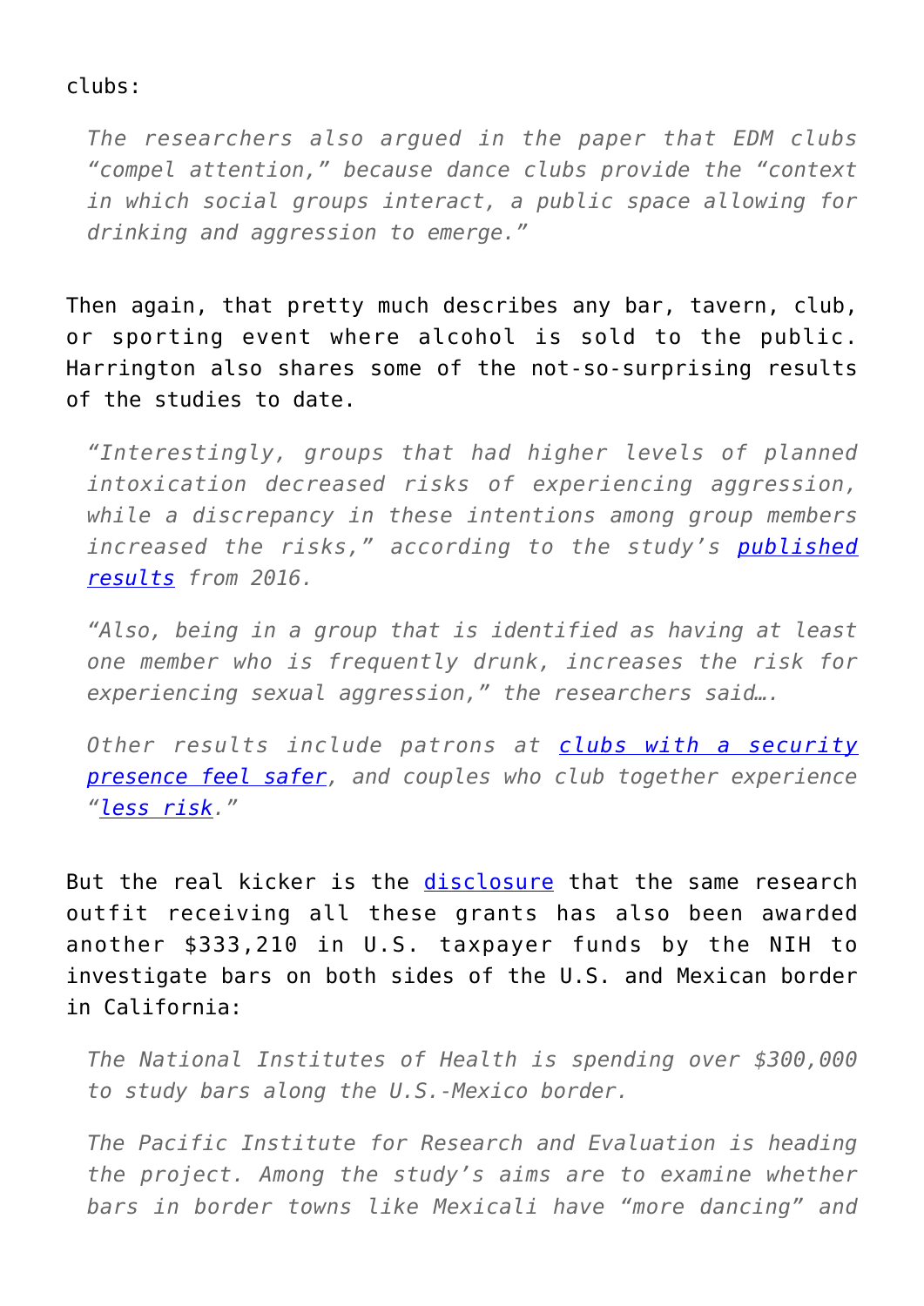clubs:

> *The researchers also argued in the paper that EDM clubs "compel attention," because dance clubs provide the "context in which social groups interact, a public space allowing for drinking and aggression to emerge."*

Then again, that pretty much describes any bar, tavern, club, or sporting event where alcohol is sold to the public. Harrington also shares some of the not-so-surprising results of the studies to date.

> *"Interestingly, groups that had higher levels of planned intoxication decreased risks of experiencing aggression, while a discrepancy in these intentions among group members increased the risks," according to the study's [published results](#) from 2016.*
>
> *"Also, being in a group that is identified as having at least one member who is frequently drunk, increases the risk for experiencing sexual aggression," the researchers said….*
>
> *Other results include patrons at [clubs with a security presence feel safer](#), and couples who club together experience "[less risk](#)."*

But the real kicker is the [disclosure](#) that the same research outfit receiving all these grants has also been awarded another $333,210 in U.S. taxpayer funds by the NIH to investigate bars on both sides of the U.S. and Mexican border in California:

> *The National Institutes of Health is spending over $300,000 to study bars along the U.S.-Mexico border.*
>
> *The Pacific Institute for Research and Evaluation is heading the project. Among the study's aims are to examine whether bars in border towns like Mexicali have "more dancing" and*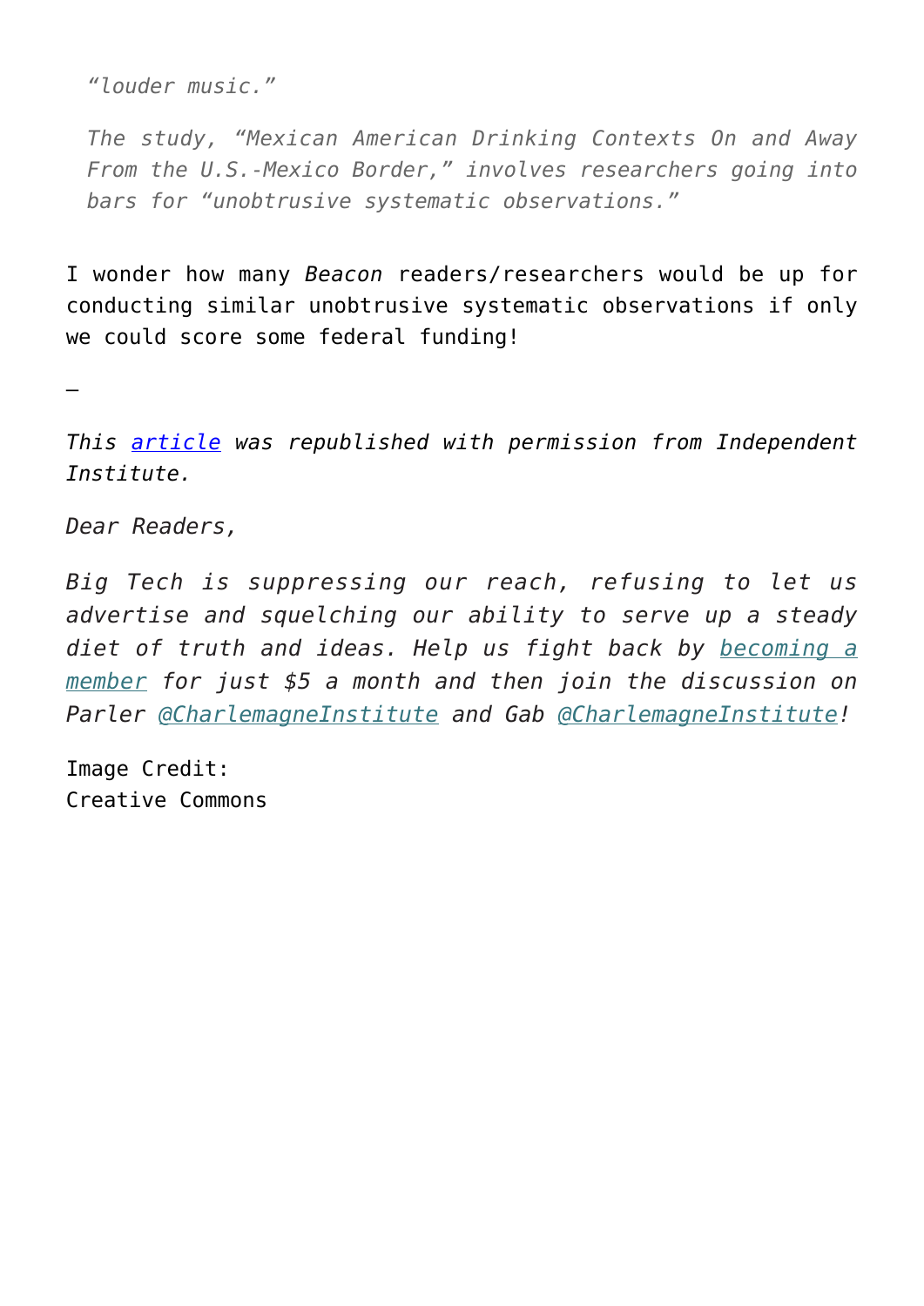> *"louder music."*
>
> *The study, "Mexican American Drinking Contexts On and Away From the U.S.-Mexico Border," involves researchers going into bars for "unobtrusive systematic observations."*

I wonder how many *Beacon* readers/researchers would be up for conducting similar unobtrusive systematic observations if only we could score some federal funding!

—

*This article was republished with permission from Independent Institute.*

*Dear Readers,*

*Big Tech is suppressing our reach, refusing to let us advertise and squelching our ability to serve up a steady diet of truth and ideas. Help us fight back by becoming a member for just $5 a month and then join the discussion on Parler @CharlemagneInstitute and Gab @CharlemagneInstitute!*

Image Credit:
Creative Commons